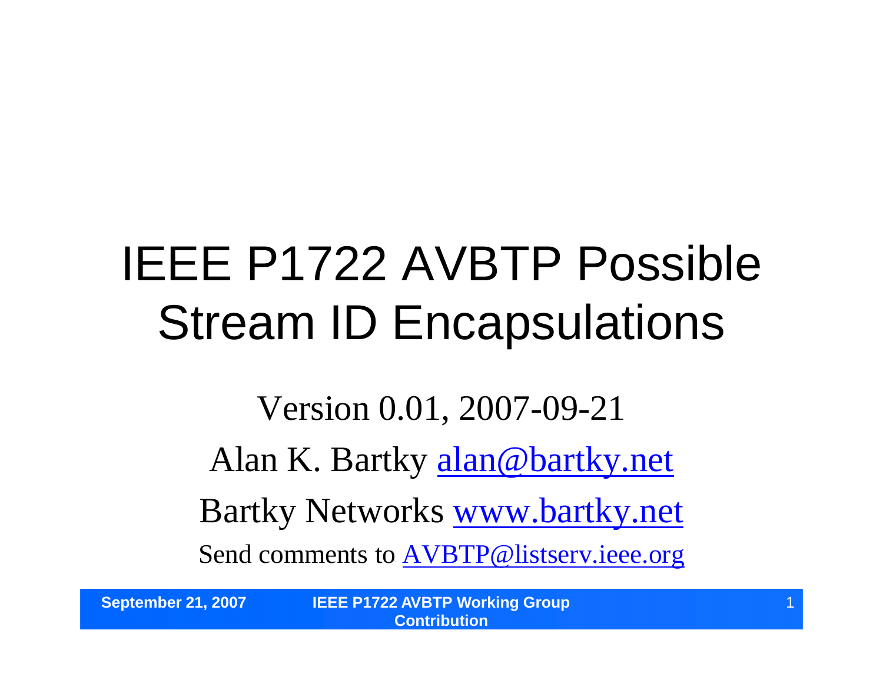# IEEE P1722 AVBTP Possible Stream ID Encapsulations

Version 0.01, 2007-09-21

Alan K. Bartky alan@bartky.net

Bartky Networks www.bartky.net

Send comments to AVBTP@listserv.ieee.org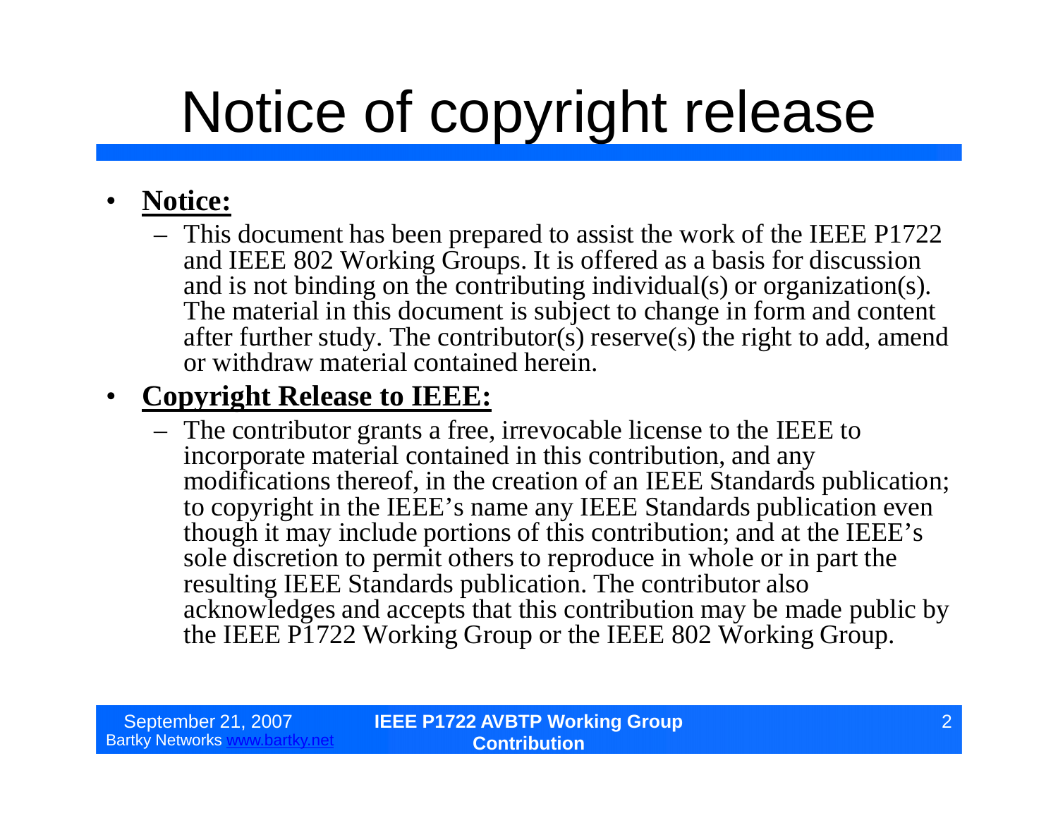# Notice of copyright release

- **Notice:**
  - This document has been prepared to assist the work of the IEEE P1722 and IEEE 802 Working Groups. It is offered as a basis for discussion and is not binding on the contributing individual(s) or organization(s). The material in this document is subject to change in form and content after further study. The contributor(s) reserve(s) the right to add, amend or withdraw material contained herein.
- **Copyright Release to IEEE:**
  - The contributor grants a free, irrevocable license to the IEEE to incorporate material contained in this contribution, and any modifications thereof, in the creation of an IEEE Standards publication; to copyright in the IEEE's name any IEEE Standards publication even though it may include portions of this contribution; and at the IEEE's sole discretion to permit others to reproduce in whole or in part the resulting IEEE Standards publication. The contributor also acknowledges and accepts that this contribution may be made public by the IEEE P1722 Working Group or the IEEE 802 Working Group.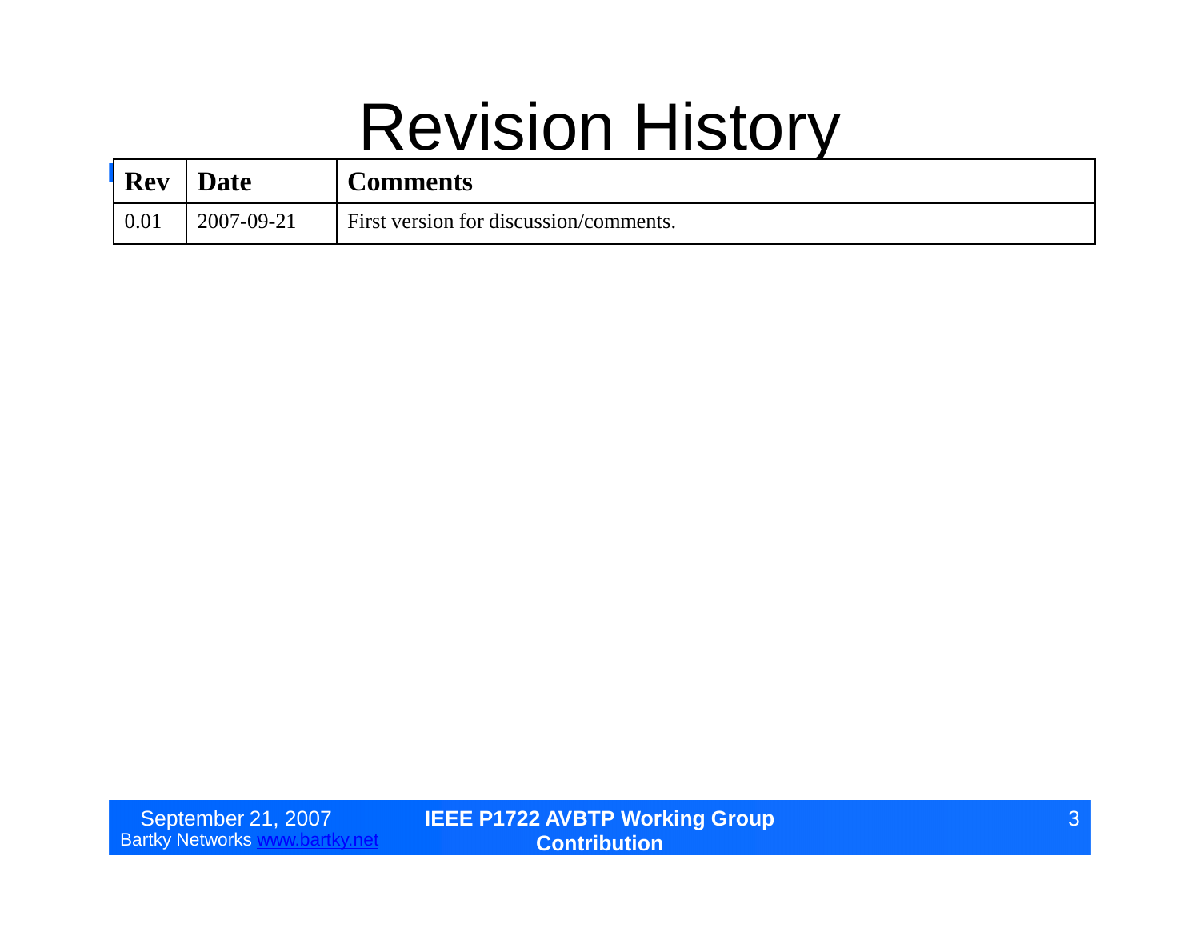# Revision History

| Rev | Date | Comments |
|---|---|---|
| 0.01 | 2007-09-21 | First version for discussion/comments. |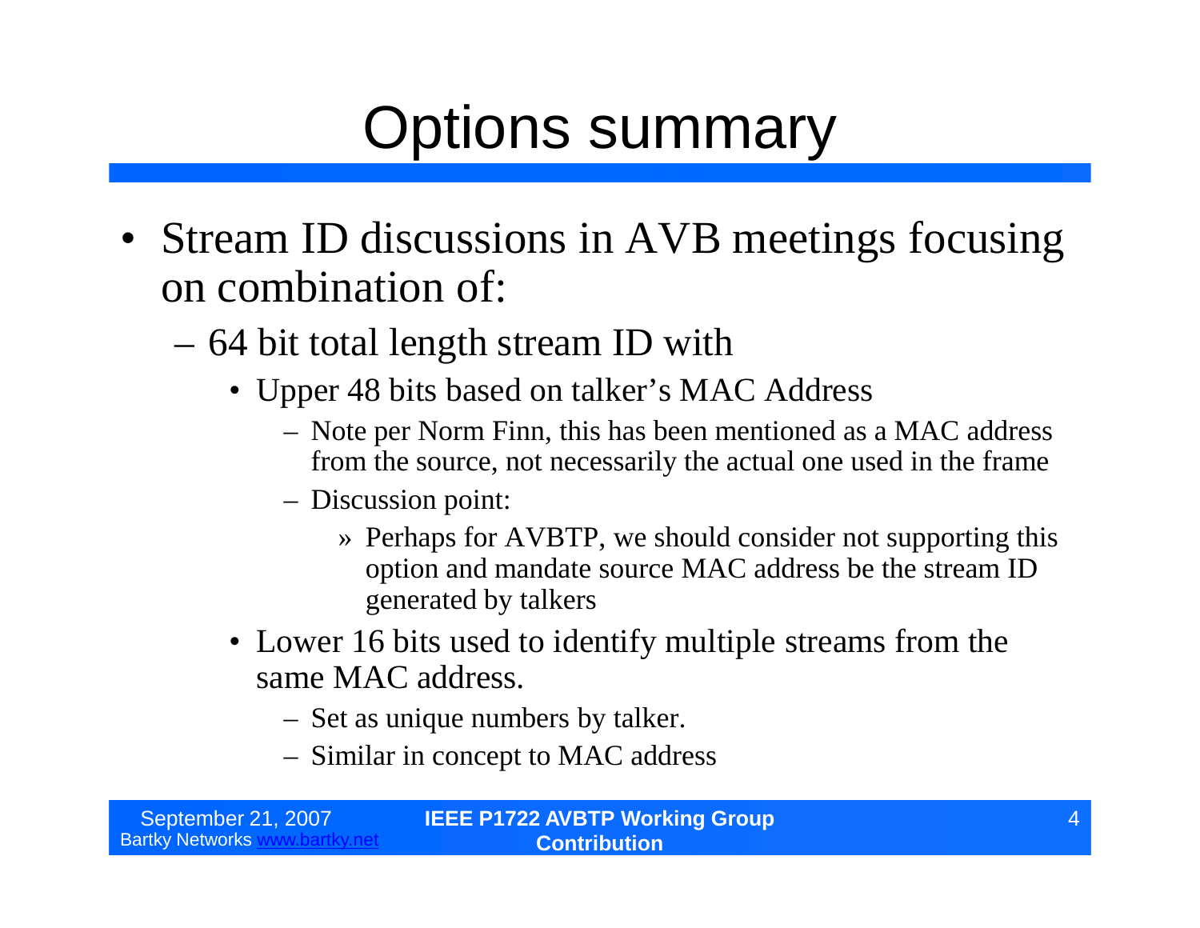# Options summary

- Stream ID discussions in AVB meetings focusing on combination of:
  - 64 bit total length stream ID with
    - Upper 48 bits based on talker's MAC Address
      - Note per Norm Finn, this has been mentioned as a MAC address from the source, not necessarily the actual one used in the frame
      - Discussion point:
        - Perhaps for AVBTP, we should consider not supporting this option and mandate source MAC address be the stream ID generated by talkers
    - Lower 16 bits used to identify multiple streams from the same MAC address.
      - Set as unique numbers by talker.
      - Similar in concept to MAC address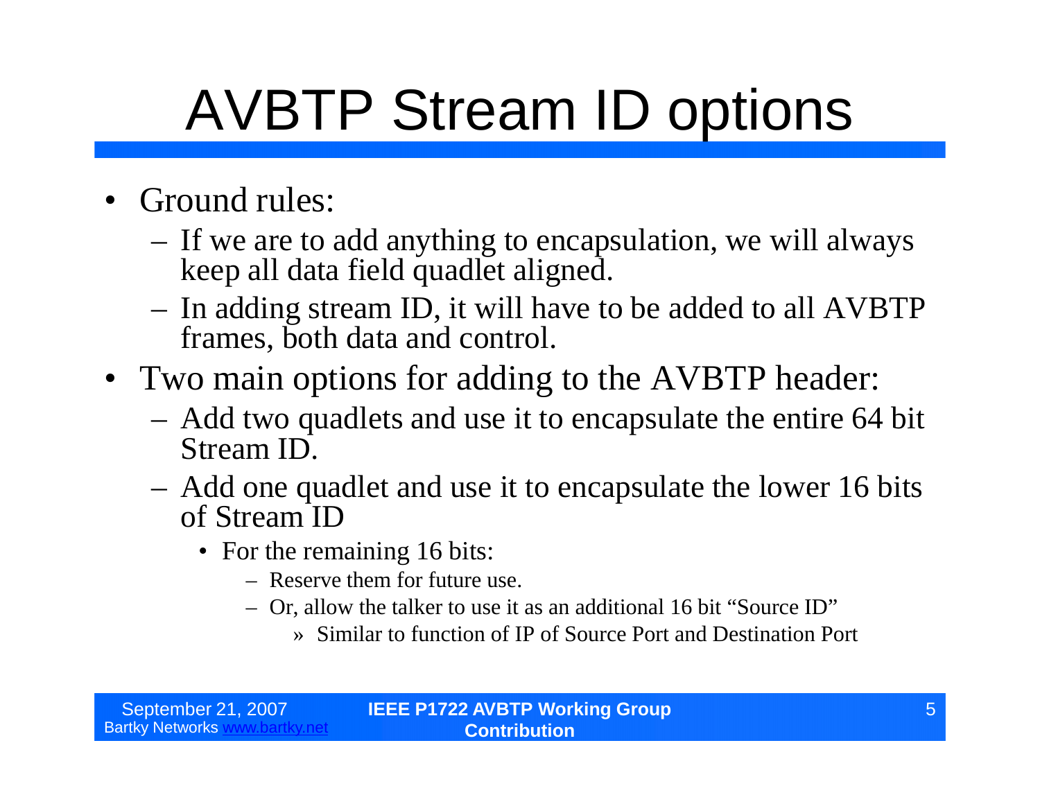# AVBTP Stream ID options

- Ground rules:
  - If we are to add anything to encapsulation, we will always keep all data field quadlet aligned.
  - In adding stream ID, it will have to be added to all AVBTP frames, both data and control.
- Two main options for adding to the AVBTP header:
  - Add two quadlets and use it to encapsulate the entire 64 bit Stream ID.
  - Add one quadlet and use it to encapsulate the lower 16 bits of Stream ID
    - For the remaining 16 bits:
      - Reserve them for future use.
      - Or, allow the talker to use it as an additional 16 bit "Source ID"
        - » Similar to function of IP of Source Port and Destination Port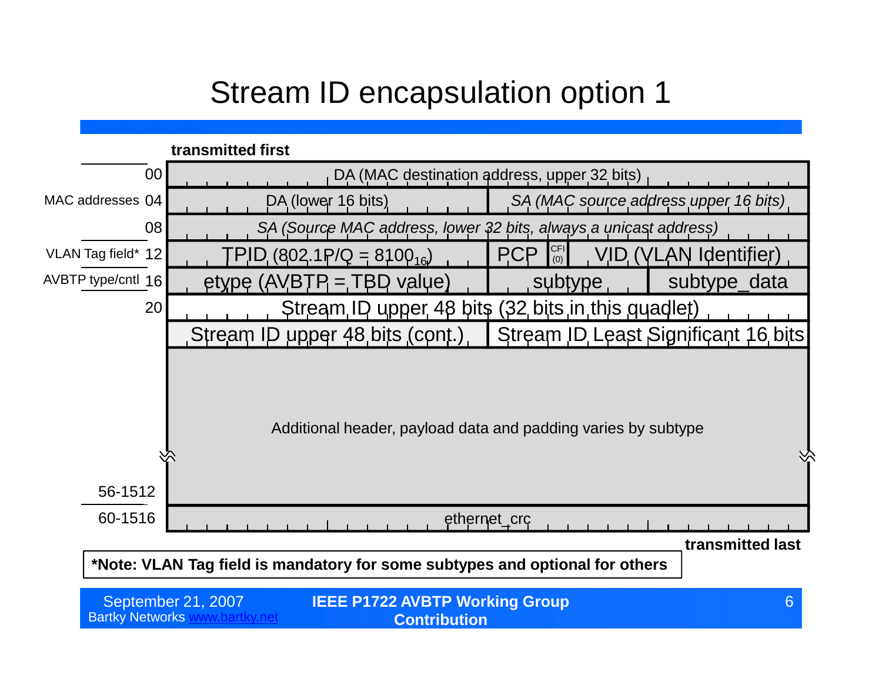# Stream ID encapsulation option 1

transmitted first

| Section | Offset | Fields | | | |
|---|---|---|---|---|---|
| | 00 | DA (MAC destination address, upper 32 bits) | | | |
| MAC addresses | 04 | DA (lower 16 bits) | *SA (MAC source address upper 16 bits)* | | |
| | 08 | *SA (Source MAC address, lower 32 bits, always a unicast address)* | | | |
| VLAN Tag field* | 12 | TPID (802.1P/Q = $8100_{16}$) | PCP | CFI (0) | VID (VLAN Identifier) |
| AVBTP type/cntl | 16 | etype (AVBTP = TBD value) | subtype | subtype_data | |
| | 20 | Stream ID upper 48 bits (32 bits in this quadlet) | | | |
| | | Stream ID upper 48 bits (cont.) | Stream ID Least Significant 16 bits | | |
| | 56-1512 | Additional header, payload data and padding varies by subtype | | | |
| | 60-1516 | ethernet_crc | | | |

transmitted last

***Note: VLAN Tag field is mandatory for some subtypes and optional for others**

September 21, 2007
Bartky Networks www.bartky.net

**IEEE P1722 AVBTP Working Group Contribution**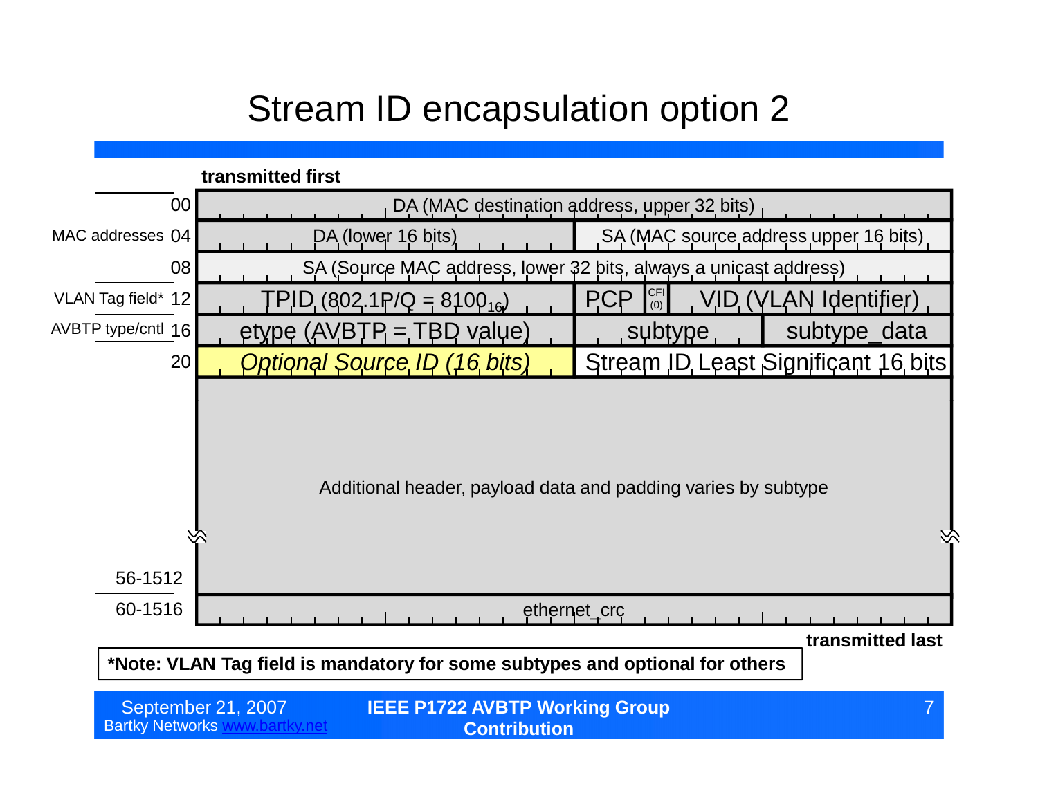# Stream ID encapsulation option 2

transmitted first

| | | | | | |
|---|---|---|---|---|---|
| | 00 | DA (MAC destination address, upper 32 bits) | | | |
| MAC addresses | 04 | DA (lower 16 bits) | SA (MAC source address upper 16 bits) | | |
| | 08 | SA (Source MAC address, lower 32 bits, always a unicast address) | | | |
| VLAN Tag field* | 12 | TPID (802.1P/Q = $8100_{16}$) | PCP | CFI (0) | VID (VLAN Identifier) |
| AVBTP type/cntl | 16 | etype (AVBTP = TBD value) | subtype | | subtype_data |
| | 20 | *Optional Source ID (16 bits)* | Stream ID Least Significant 16 bits | | |
| | | Additional header, payload data and padding varies by subtype | | | |
| | 56-1512 | | | | |
| | 60-1516 | ethernet_crc | | | |

transmitted last

**\*Note: VLAN Tag field is mandatory for some subtypes and optional for others**

September 21, 2007
Bartky Networks www.bartky.net

**IEEE P1722 AVBTP Working Group Contribution**